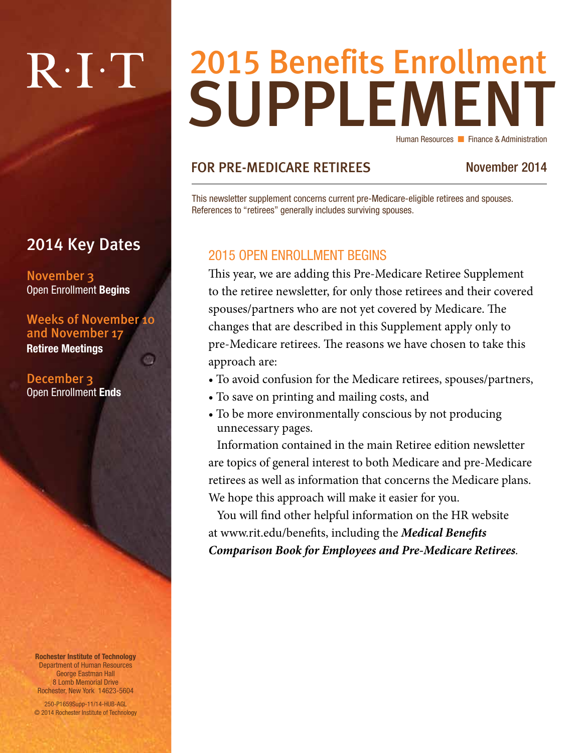R·I·T

# 2015 Benefits Enrollment SUPPLEMENT

Human Resources ■ Finance & Administration

## FOR PRE-MEDICARE RETIREES

November 2014

This newsletter supplement concerns current pre-Medicare-eligible retirees and spouses. References to "retirees" generally includes surviving spouses.

## 2014 Key Dates

**November 3**
Open Enrollment **Begins**

**Weeks of November 10 and November 17**
**Retiree Meetings**

**December 3**
Open Enrollment **Ends**

## 2015 OPEN ENROLLMENT BEGINS

This year, we are adding this Pre-Medicare Retiree Supplement to the retiree newsletter, for only those retirees and their covered spouses/partners who are not yet covered by Medicare. The changes that are described in this Supplement apply only to pre-Medicare retirees. The reasons we have chosen to take this approach are:

- To avoid confusion for the Medicare retirees, spouses/partners,
- To save on printing and mailing costs, and
- To be more environmentally conscious by not producing unnecessary pages.

Information contained in the main Retiree edition newsletter are topics of general interest to both Medicare and pre-Medicare retirees as well as information that concerns the Medicare plans. We hope this approach will make it easier for you.

You will find other helpful information on the HR website at www.rit.edu/benefits, including the ***Medical Benefits Comparison Book for Employees and Pre-Medicare Retirees***.

**Rochester Institute of Technology**
Department of Human Resources
George Eastman Hall
8 Lomb Memorial Drive
Rochester, New York 14623-5604

250-P1659Supp-11/14-HUB-AGL
© 2014 Rochester Institute of Technology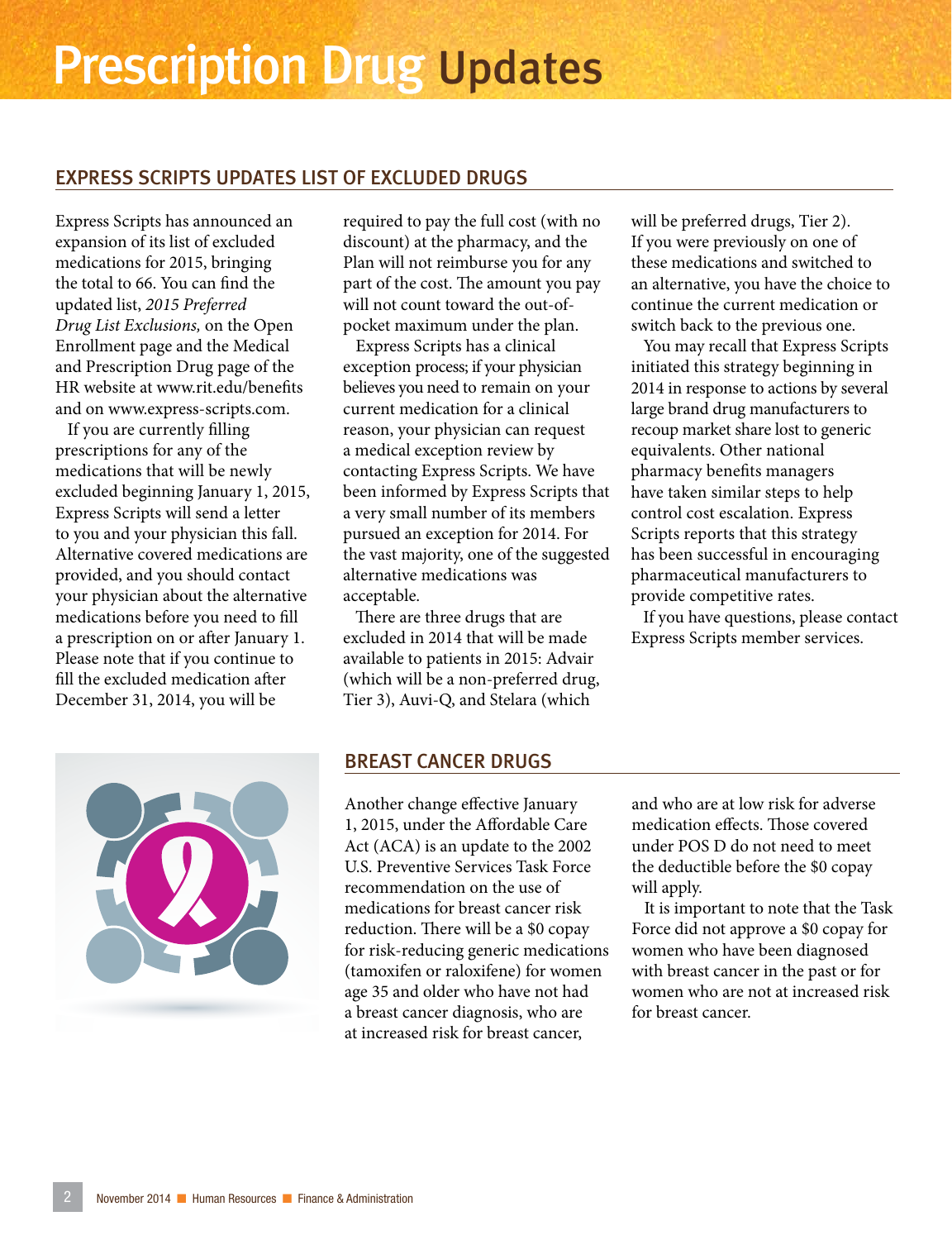# Prescription Drug Updates

## EXPRESS SCRIPTS UPDATES LIST OF EXCLUDED DRUGS

Express Scripts has announced an expansion of its list of excluded medications for 2015, bringing the total to 66. You can find the updated list, *2015 Preferred Drug List Exclusions,* on the Open Enrollment page and the Medical and Prescription Drug page of the HR website at www.rit.edu/benefits and on www.express-scripts.com.

If you are currently filling prescriptions for any of the medications that will be newly excluded beginning January 1, 2015, Express Scripts will send a letter to you and your physician this fall. Alternative covered medications are provided, and you should contact your physician about the alternative medications before you need to fill a prescription on or after January 1. Please note that if you continue to fill the excluded medication after December 31, 2014, you will be required to pay the full cost (with no discount) at the pharmacy, and the Plan will not reimburse you for any part of the cost. The amount you pay will not count toward the out-of-pocket maximum under the plan.

Express Scripts has a clinical exception process; if your physician believes you need to remain on your current medication for a clinical reason, your physician can request a medical exception review by contacting Express Scripts. We have been informed by Express Scripts that a very small number of its members pursued an exception for 2014. For the vast majority, one of the suggested alternative medications was acceptable.

There are three drugs that are excluded in 2014 that will be made available to patients in 2015: Advair (which will be a non-preferred drug, Tier 3), Auvi-Q, and Stelara (which will be preferred drugs, Tier 2). If you were previously on one of these medications and switched to an alternative, you have the choice to continue the current medication or switch back to the previous one.

You may recall that Express Scripts initiated this strategy beginning in 2014 in response to actions by several large brand drug manufacturers to recoup market share lost to generic equivalents. Other national pharmacy benefits managers have taken similar steps to help control cost escalation. Express Scripts reports that this strategy has been successful in encouraging pharmaceutical manufacturers to provide competitive rates.

If you have questions, please contact Express Scripts member services.

## BREAST CANCER DRUGS

Another change effective January 1, 2015, under the Affordable Care Act (ACA) is an update to the 2002 U.S. Preventive Services Task Force recommendation on the use of medications for breast cancer risk reduction. There will be a $0 copay for risk-reducing generic medications (tamoxifen or raloxifene) for women age 35 and older who have not had a breast cancer diagnosis, who are at increased risk for breast cancer, and who are at low risk for adverse medication effects. Those covered under POS D do not need to meet the deductible before the $0 copay will apply.

It is important to note that the Task Force did not approve a $0 copay for women who have been diagnosed with breast cancer in the past or for women who are not at increased risk for breast cancer.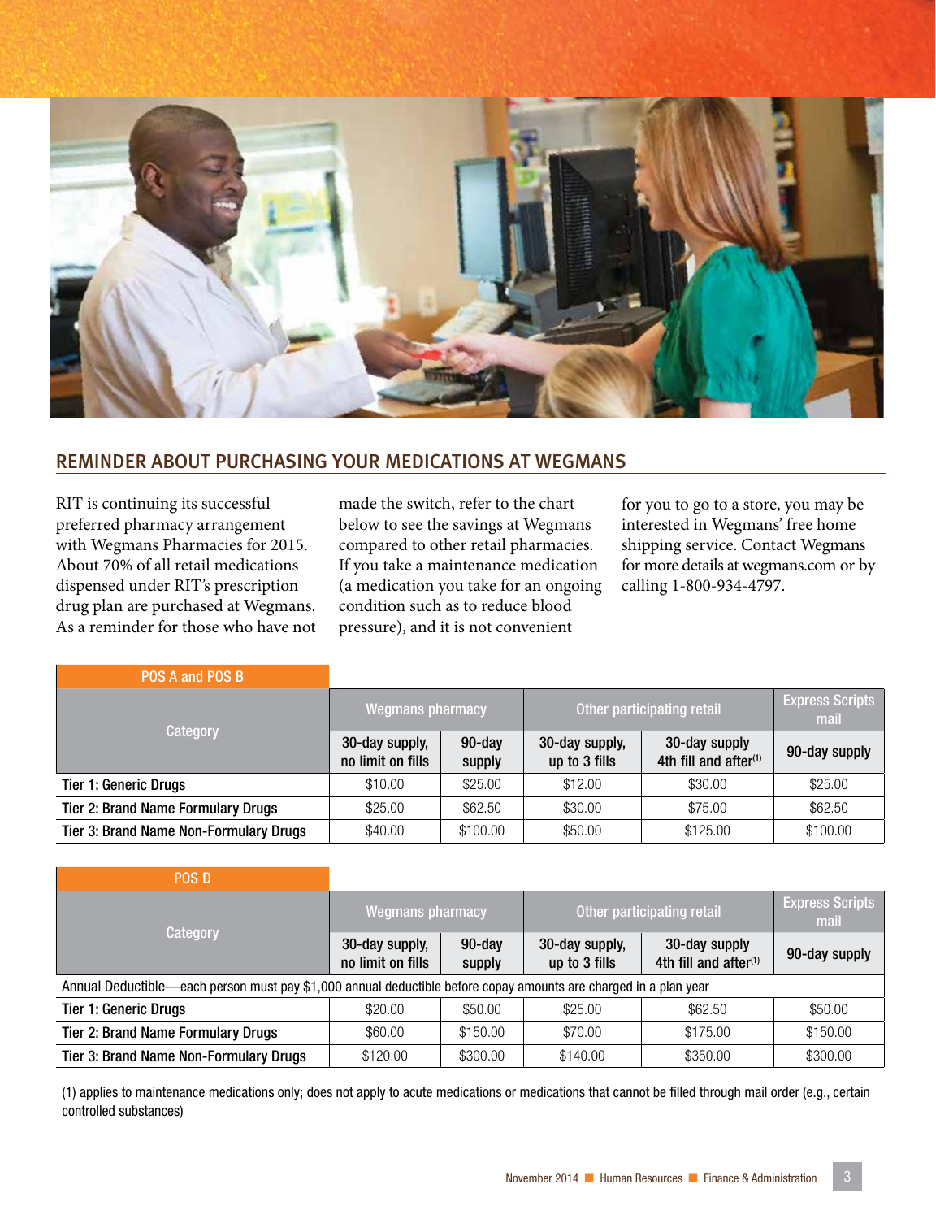## REMINDER ABOUT PURCHASING YOUR MEDICATIONS AT WEGMANS

RIT is continuing its successful preferred pharmacy arrangement with Wegmans Pharmacies for 2015. About 70% of all retail medications dispensed under RIT's prescription drug plan are purchased at Wegmans. As a reminder for those who have not made the switch, refer to the chart below to see the savings at Wegmans compared to other retail pharmacies. If you take a maintenance medication (a medication you take for an ongoing condition such as to reduce blood pressure), and it is not convenient for you to go to a store, you may be interested in Wegmans' free home shipping service. Contact Wegmans for more details at wegmans.com or by calling 1-800-934-4797.

| POS A and POS B | | | | | |
|---|---|---|---|---|---|
| Category | Wegmans pharmacy | | Other participating retail | | Express Scripts mail |
| | 30-day supply, no limit on fills | 90-day supply | 30-day supply, up to 3 fills | 30-day supply 4th fill and after[1] | 90-day supply |
| Tier 1: Generic Drugs | $10.00 | $25.00 | $12.00 | $30.00 | $25.00 |
| Tier 2: Brand Name Formulary Drugs | $25.00 | $62.50 | $30.00 | $75.00 | $62.50 |
| Tier 3: Brand Name Non-Formulary Drugs | $40.00 | $100.00 | $50.00 | $125.00 | $100.00 |

| POS D | | | | | |
|---|---|---|---|---|---|
| Category | Wegmans pharmacy | | Other participating retail | | Express Scripts mail |
| | 30-day supply, no limit on fills | 90-day supply | 30-day supply, up to 3 fills | 30-day supply 4th fill and after[1] | 90-day supply |
| Annual Deductible—each person must pay $1,000 annual deductible before copay amounts are charged in a plan year | | | | | |
| Tier 1: Generic Drugs | $20.00 | $50.00 | $25.00 | $62.50 | $50.00 |
| Tier 2: Brand Name Formulary Drugs | $60.00 | $150.00 | $70.00 | $175.00 | $150.00 |
| Tier 3: Brand Name Non-Formulary Drugs | $120.00 | $300.00 | $140.00 | $350.00 | $300.00 |

(1) applies to maintenance medications only; does not apply to acute medications or medications that cannot be filled through mail order (e.g., certain controlled substances)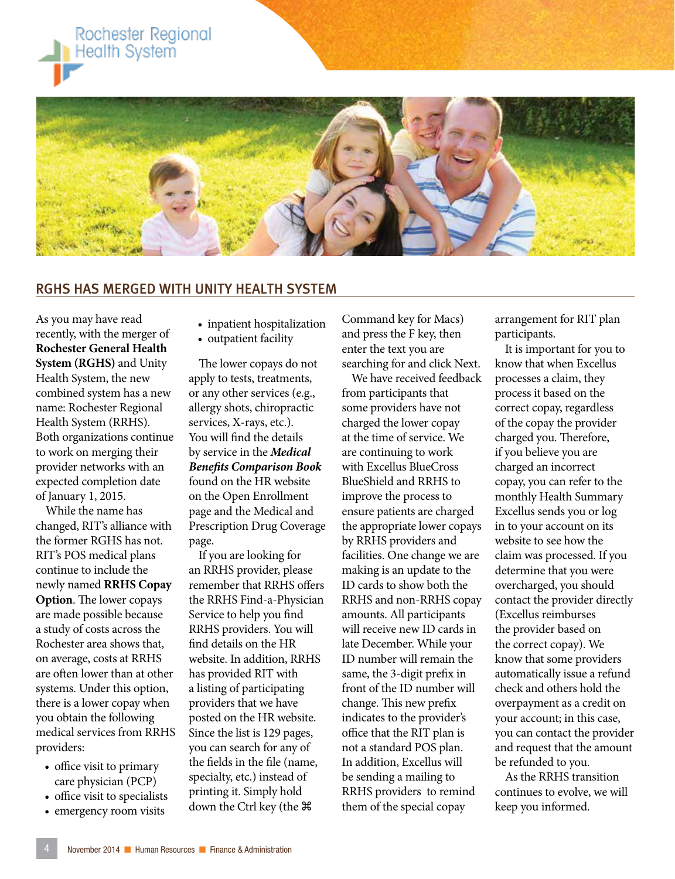Rochester Regional Health System

## RGHS HAS MERGED WITH UNITY HEALTH SYSTEM

As you may have read recently, with the merger of **Rochester General Health System (RGHS)** and Unity Health System, the new combined system has a new name: Rochester Regional Health System (RRHS). Both organizations continue to work on merging their provider networks with an expected completion date of January 1, 2015.

While the name has changed, RIT's alliance with the former RGHS has not. RIT's POS medical plans continue to include the newly named **RRHS Copay Option**. The lower copays are made possible because a study of costs across the Rochester area shows that, on average, costs at RRHS are often lower than at other systems. Under this option, there is a lower copay when you obtain the following medical services from RRHS providers:

- office visit to primary care physician (PCP)
- office visit to specialists
- emergency room visits
- inpatient hospitalization
- outpatient facility

The lower copays do not apply to tests, treatments, or any other services (e.g., allergy shots, chiropractic services, X-rays, etc.). You will find the details by service in the ***Medical Benefits Comparison Book*** found on the HR website on the Open Enrollment page and the Medical and Prescription Drug Coverage page.

If you are looking for an RRHS provider, please remember that RRHS offers the RRHS Find-a-Physician Service to help you find RRHS providers. You will find details on the HR website. In addition, RRHS has provided RIT with a listing of participating providers that we have posted on the HR website. Since the list is 129 pages, you can search for any of the fields in the file (name, specialty, etc.) instead of printing it. Simply hold down the Ctrl key (the ⌘ Command key for Macs) and press the F key, then enter the text you are searching for and click Next.

We have received feedback from participants that some providers have not charged the lower copay at the time of service. We are continuing to work with Excellus BlueCross BlueShield and RRHS to improve the process to ensure patients are charged the appropriate lower copays by RRHS providers and facilities. One change we are making is an update to the ID cards to show both the RRHS and non-RRHS copay amounts. All participants will receive new ID cards in late December. While your ID number will remain the same, the 3-digit prefix in front of the ID number will change. This new prefix indicates to the provider's office that the RIT plan is not a standard POS plan. In addition, Excellus will be sending a mailing to RRHS providers to remind them of the special copay arrangement for RIT plan participants.

It is important for you to know that when Excellus processes a claim, they process it based on the correct copay, regardless of the copay the provider charged you. Therefore, if you believe you are charged an incorrect copay, you can refer to the monthly Health Summary Excellus sends you or log in to your account on its website to see how the claim was processed. If you determine that you were overcharged, you should contact the provider directly (Excellus reimburses the provider based on the correct copay). We know that some providers automatically issue a refund check and others hold the overpayment as a credit on your account; in this case, you can contact the provider and request that the amount be refunded to you.

As the RRHS transition continues to evolve, we will keep you informed.